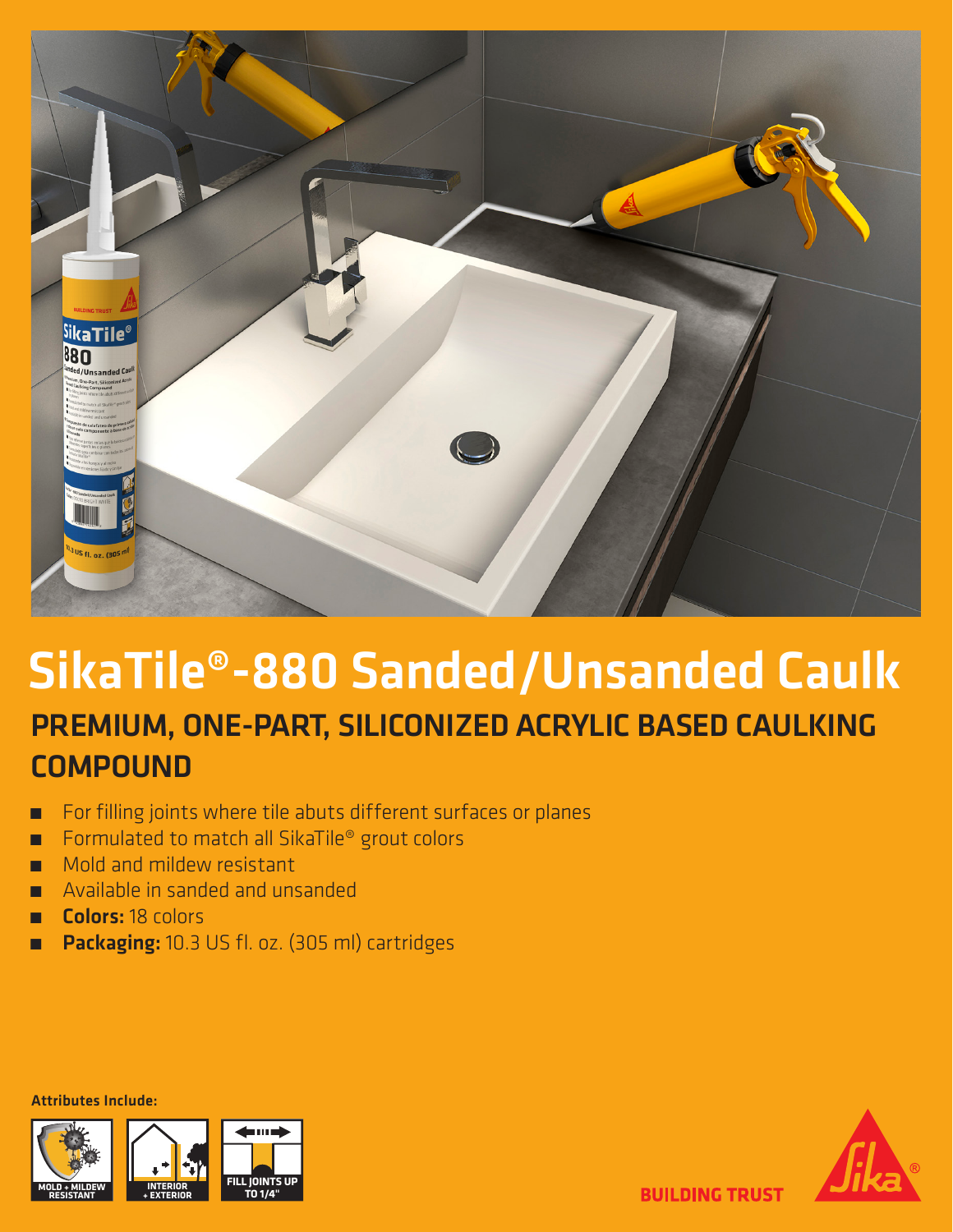# SikaTile®-880 Sanded/Unsanded Caulk

## PREMIUM, ONE-PART, SILICONIZED ACRYLIC BASED CAULKING COMPOUND

- For filling joints where tile abuts different surfaces or planes
- Formulated to match all SikaTile® grout colors
- Mold and mildew resistant
- Available in sanded and unsanded
- **Colors:** 18 colors
- **Packaging:** 10.3 US fl. oz. (305 ml) cartridges

**Attributes Include:**

MOLD + MILDEW RESISTANT

INTERIOR + EXTERIOR

FILL JOINTS UP TO 1/4"

BUILDING TRUST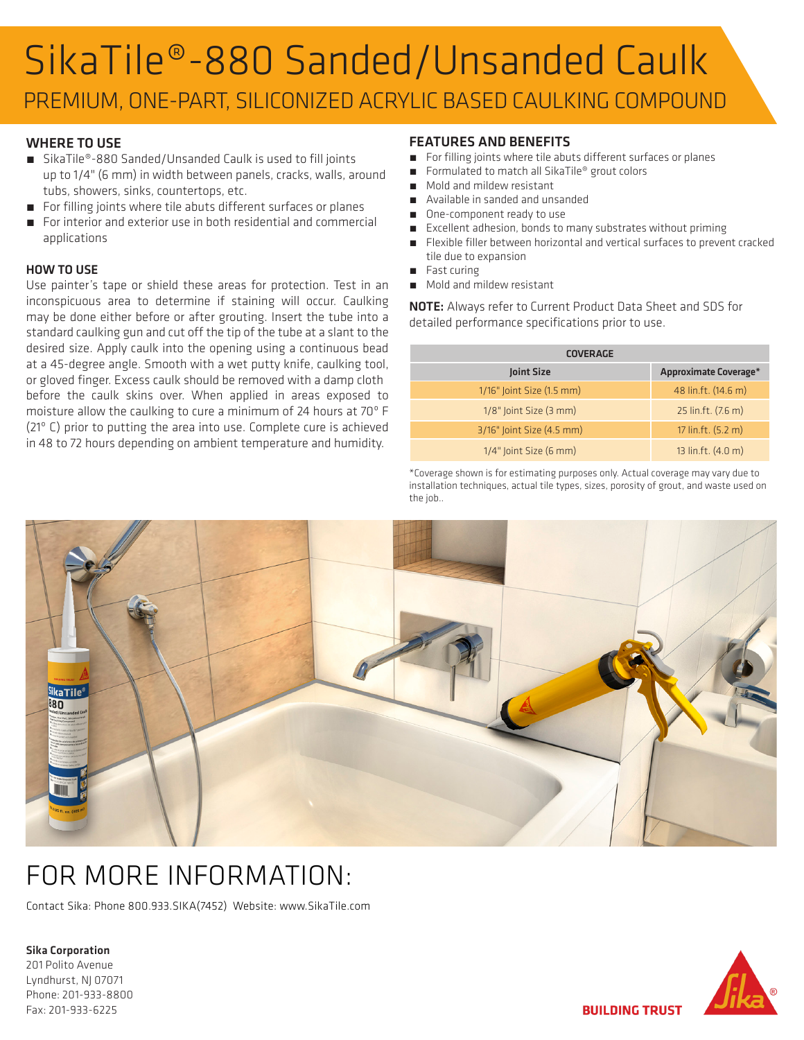# SikaTile®-880 Sanded/Unsanded Caulk

## PREMIUM, ONE-PART, SILICONIZED ACRYLIC BASED CAULKING COMPOUND

### WHERE TO USE

- SikaTile®-880 Sanded/Unsanded Caulk is used to fill joints up to 1/4" (6 mm) in width between panels, cracks, walls, around tubs, showers, sinks, countertops, etc.
- For filling joints where tile abuts different surfaces or planes
- For interior and exterior use in both residential and commercial applications

### HOW TO USE

Use painter's tape or shield these areas for protection. Test in an inconspicuous area to determine if staining will occur. Caulking may be done either before or after grouting. Insert the tube into a standard caulking gun and cut off the tip of the tube at a slant to the desired size. Apply caulk into the opening using a continuous bead at a 45-degree angle. Smooth with a wet putty knife, caulking tool, or gloved finger. Excess caulk should be removed with a damp cloth before the caulk skins over. When applied in areas exposed to moisture allow the caulking to cure a minimum of 24 hours at 70° F (21° C) prior to putting the area into use. Complete cure is achieved in 48 to 72 hours depending on ambient temperature and humidity.

### FEATURES AND BENEFITS

- For filling joints where tile abuts different surfaces or planes
- Formulated to match all SikaTile® grout colors
- Mold and mildew resistant
- Available in sanded and unsanded
- One-component ready to use
- Excellent adhesion, bonds to many substrates without priming
- Flexible filler between horizontal and vertical surfaces to prevent cracked tile due to expansion
- Fast curing
- Mold and mildew resistant

**NOTE:** Always refer to Current Product Data Sheet and SDS for detailed performance specifications prior to use.

| COVERAGE | |
|---|---|
| **Joint Size** | **Approximate Coverage*** |
| 1/16" Joint Size (1.5 mm) | 48 lin.ft. (14.6 m) |
| 1/8" Joint Size (3 mm) | 25 lin.ft. (7.6 m) |
| 3/16" Joint Size (4.5 mm) | 17 lin.ft. (5.2 m) |
| 1/4" Joint Size (6 mm) | 13 lin.ft. (4.0 m) |

*Coverage shown is for estimating purposes only. Actual coverage may vary due to installation techniques, actual tile types, sizes, porosity of grout, and waste used on the job..

# FOR MORE INFORMATION:

Contact Sika: Phone 800.933.SIKA(7452) Website: www.SikaTile.com

**Sika Corporation**
201 Polito Avenue
Lyndhurst, NJ 07071
Phone: 201-933-8800
Fax: 201-933-6225

**BUILDING TRUST**